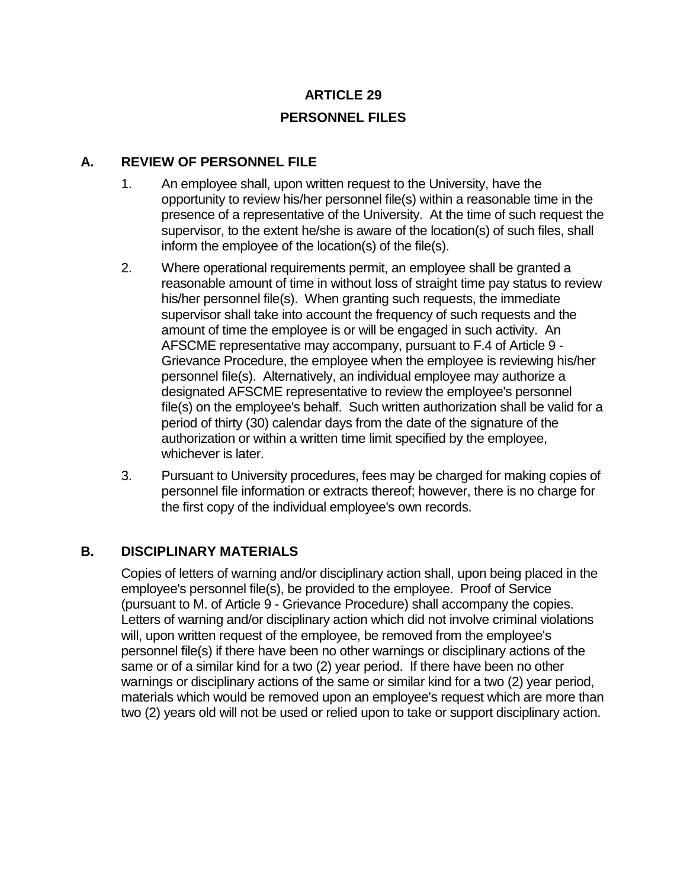# ARTICLE 29

# PERSONNEL FILES

## A. REVIEW OF PERSONNEL FILE

1. An employee shall, upon written request to the University, have the opportunity to review his/her personnel file(s) within a reasonable time in the presence of a representative of the University. At the time of such request the supervisor, to the extent he/she is aware of the location(s) of such files, shall inform the employee of the location(s) of the file(s).

2. Where operational requirements permit, an employee shall be granted a reasonable amount of time in without loss of straight time pay status to review his/her personnel file(s). When granting such requests, the immediate supervisor shall take into account the frequency of such requests and the amount of time the employee is or will be engaged in such activity. An AFSCME representative may accompany, pursuant to F.4 of Article 9 - Grievance Procedure, the employee when the employee is reviewing his/her personnel file(s). Alternatively, an individual employee may authorize a designated AFSCME representative to review the employee's personnel file(s) on the employee's behalf. Such written authorization shall be valid for a period of thirty (30) calendar days from the date of the signature of the authorization or within a written time limit specified by the employee, whichever is later.

3. Pursuant to University procedures, fees may be charged for making copies of personnel file information or extracts thereof; however, there is no charge for the first copy of the individual employee's own records.

## B. DISCIPLINARY MATERIALS

Copies of letters of warning and/or disciplinary action shall, upon being placed in the employee's personnel file(s), be provided to the employee. Proof of Service (pursuant to M. of Article 9 - Grievance Procedure) shall accompany the copies. Letters of warning and/or disciplinary action which did not involve criminal violations will, upon written request of the employee, be removed from the employee's personnel file(s) if there have been no other warnings or disciplinary actions of the same or of a similar kind for a two (2) year period. If there have been no other warnings or disciplinary actions of the same or similar kind for a two (2) year period, materials which would be removed upon an employee's request which are more than two (2) years old will not be used or relied upon to take or support disciplinary action.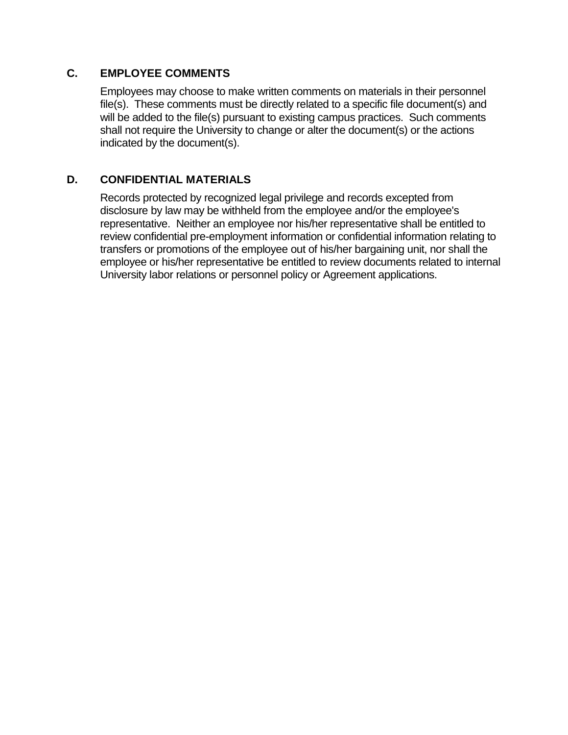### C. EMPLOYEE COMMENTS

Employees may choose to make written comments on materials in their personnel file(s). These comments must be directly related to a specific file document(s) and will be added to the file(s) pursuant to existing campus practices. Such comments shall not require the University to change or alter the document(s) or the actions indicated by the document(s).

### D. CONFIDENTIAL MATERIALS

Records protected by recognized legal privilege and records excepted from disclosure by law may be withheld from the employee and/or the employee's representative. Neither an employee nor his/her representative shall be entitled to review confidential pre-employment information or confidential information relating to transfers or promotions of the employee out of his/her bargaining unit, nor shall the employee or his/her representative be entitled to review documents related to internal University labor relations or personnel policy or Agreement applications.